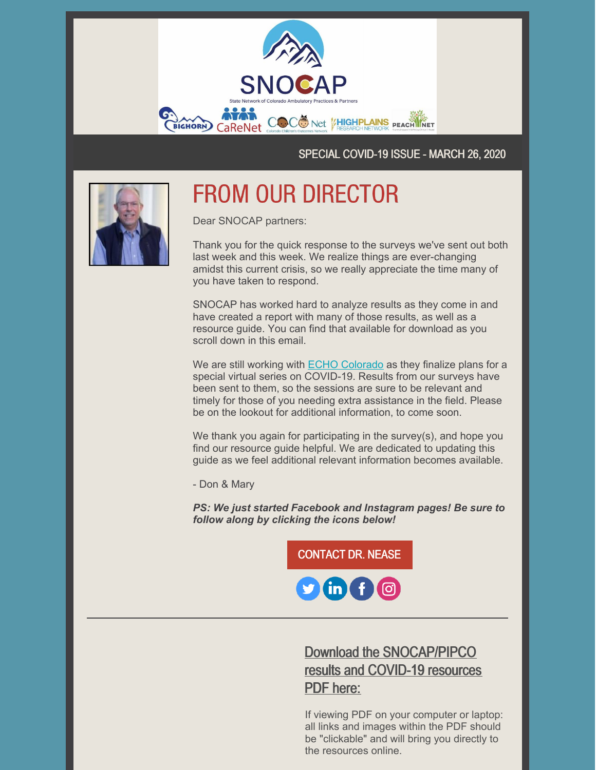SNOCAP

State Network of Colorado Ambulatory Practices & Partners

SPECIAL COVID-19 ISSUE - MARCH 26, 2020

# FROM OUR DIRECTOR

Dear SNOCAP partners:

Thank you for the quick response to the surveys we've sent out both last week and this week. We realize things are ever-changing amidst this current crisis, so we really appreciate the time many of you have taken to respond.

SNOCAP has worked hard to analyze results as they come in and have created a report with many of those results, as well as a resource guide. You can find that available for download as you scroll down in this email.

We are still working with ECHO Colorado as they finalize plans for a special virtual series on COVID-19. Results from our surveys have been sent to them, so the sessions are sure to be relevant and timely for those of you needing extra assistance in the field. Please be on the lookout for additional information, to come soon.

We thank you again for participating in the survey(s), and hope you find our resource guide helpful. We are dedicated to updating this guide as we feel additional relevant information becomes available.

- Don & Mary

***PS: We just started Facebook and Instagram pages! Be sure to follow along by clicking the icons below!***

CONTACT DR. NEASE

---

## Download the SNOCAP/PIPCO results and COVID-19 resources PDF here:

If viewing PDF on your computer or laptop: all links and images within the PDF should be "clickable" and will bring you directly to the resources online.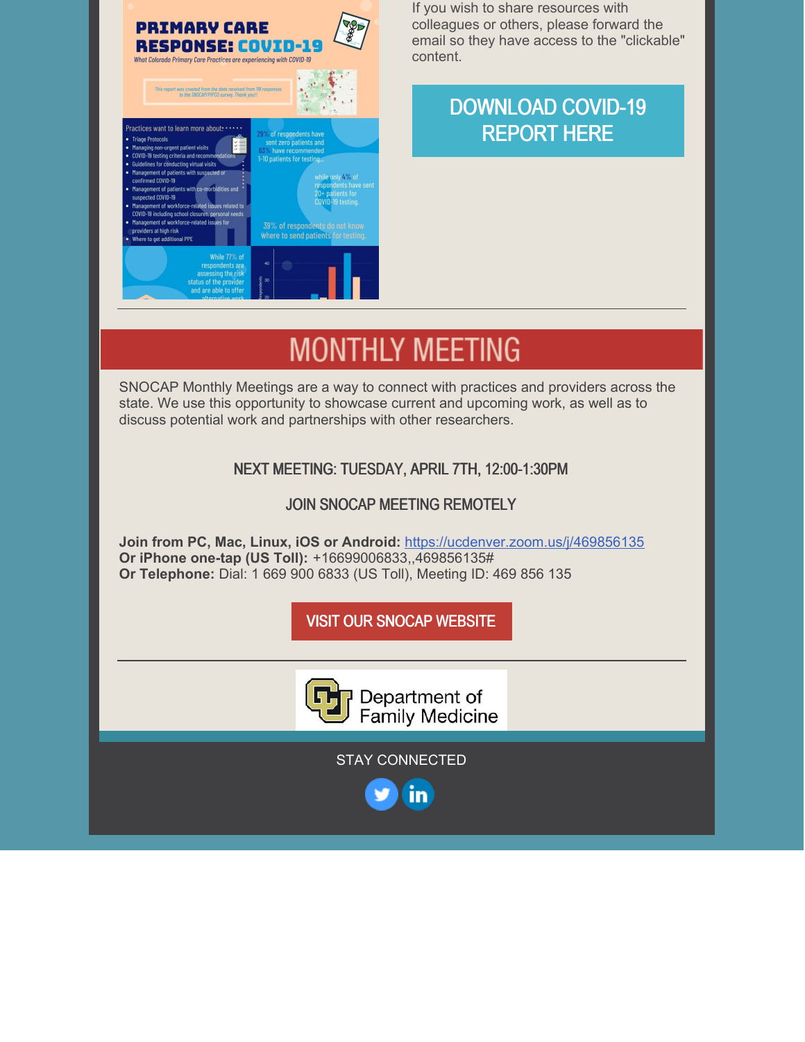If you wish to share resources with colleagues or others, please forward the email so they have access to the "clickable" content.

DOWNLOAD COVID-19 REPORT HERE

# MONTHLY MEETING

SNOCAP Monthly Meetings are a way to connect with practices and providers across the state. We use this opportunity to showcase current and upcoming work, as well as to discuss potential work and partnerships with other researchers.

NEXT MEETING: TUESDAY, APRIL 7TH, 12:00-1:30PM

JOIN SNOCAP MEETING REMOTELY

**Join from PC, Mac, Linux, iOS or Android:** https://ucdenver.zoom.us/j/469856135
**Or iPhone one-tap (US Toll):** +16699006833,,469856135#
**Or Telephone:** Dial: 1 669 900 6833 (US Toll), Meeting ID: 469 856 135

VISIT OUR SNOCAP WEBSITE

Department of Family Medicine

STAY CONNECTED